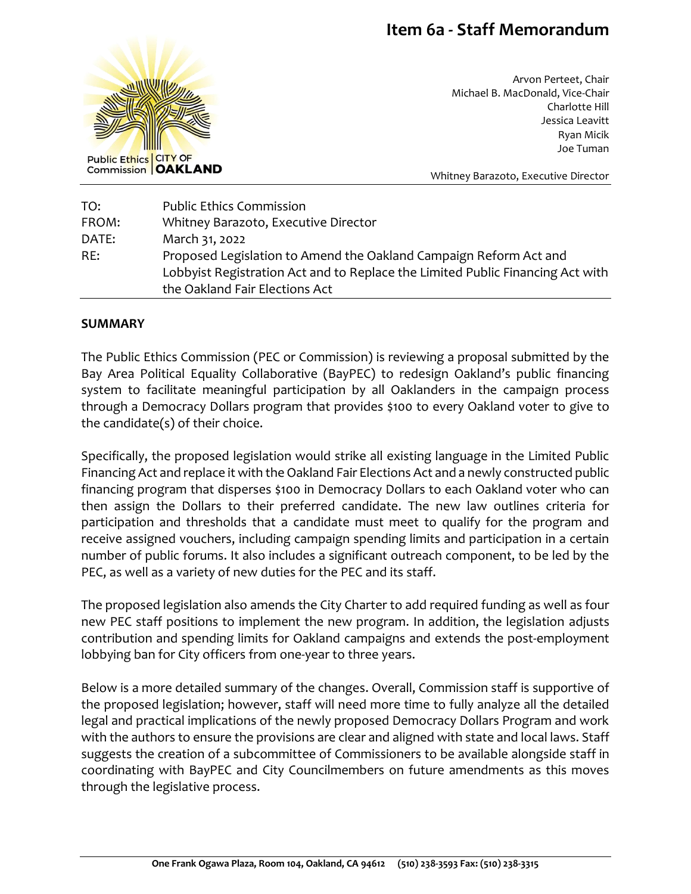# Item 6a - Staff Memorandum

Public Ethics Commission | CITY OF OAKLAND

Arvon Perteet, Chair
Michael B. MacDonald, Vice-Chair
Charlotte Hill
Jessica Leavitt
Ryan Micik
Joe Tuman

Whitney Barazoto, Executive Director

| | |
|---|---|
| TO: | Public Ethics Commission |
| FROM: | Whitney Barazoto, Executive Director |
| DATE: | March 31, 2022 |
| RE: | Proposed Legislation to Amend the Oakland Campaign Reform Act and Lobbyist Registration Act and to Replace the Limited Public Financing Act with the Oakland Fair Elections Act |

## SUMMARY

The Public Ethics Commission (PEC or Commission) is reviewing a proposal submitted by the Bay Area Political Equality Collaborative (BayPEC) to redesign Oakland's public financing system to facilitate meaningful participation by all Oaklanders in the campaign process through a Democracy Dollars program that provides $100 to every Oakland voter to give to the candidate(s) of their choice.

Specifically, the proposed legislation would strike all existing language in the Limited Public Financing Act and replace it with the Oakland Fair Elections Act and a newly constructed public financing program that disperses $100 in Democracy Dollars to each Oakland voter who can then assign the Dollars to their preferred candidate. The new law outlines criteria for participation and thresholds that a candidate must meet to qualify for the program and receive assigned vouchers, including campaign spending limits and participation in a certain number of public forums. It also includes a significant outreach component, to be led by the PEC, as well as a variety of new duties for the PEC and its staff.

The proposed legislation also amends the City Charter to add required funding as well as four new PEC staff positions to implement the new program. In addition, the legislation adjusts contribution and spending limits for Oakland campaigns and extends the post-employment lobbying ban for City officers from one-year to three years.

Below is a more detailed summary of the changes. Overall, Commission staff is supportive of the proposed legislation; however, staff will need more time to fully analyze all the detailed legal and practical implications of the newly proposed Democracy Dollars Program and work with the authors to ensure the provisions are clear and aligned with state and local laws. Staff suggests the creation of a subcommittee of Commissioners to be available alongside staff in coordinating with BayPEC and City Councilmembers on future amendments as this moves through the legislative process.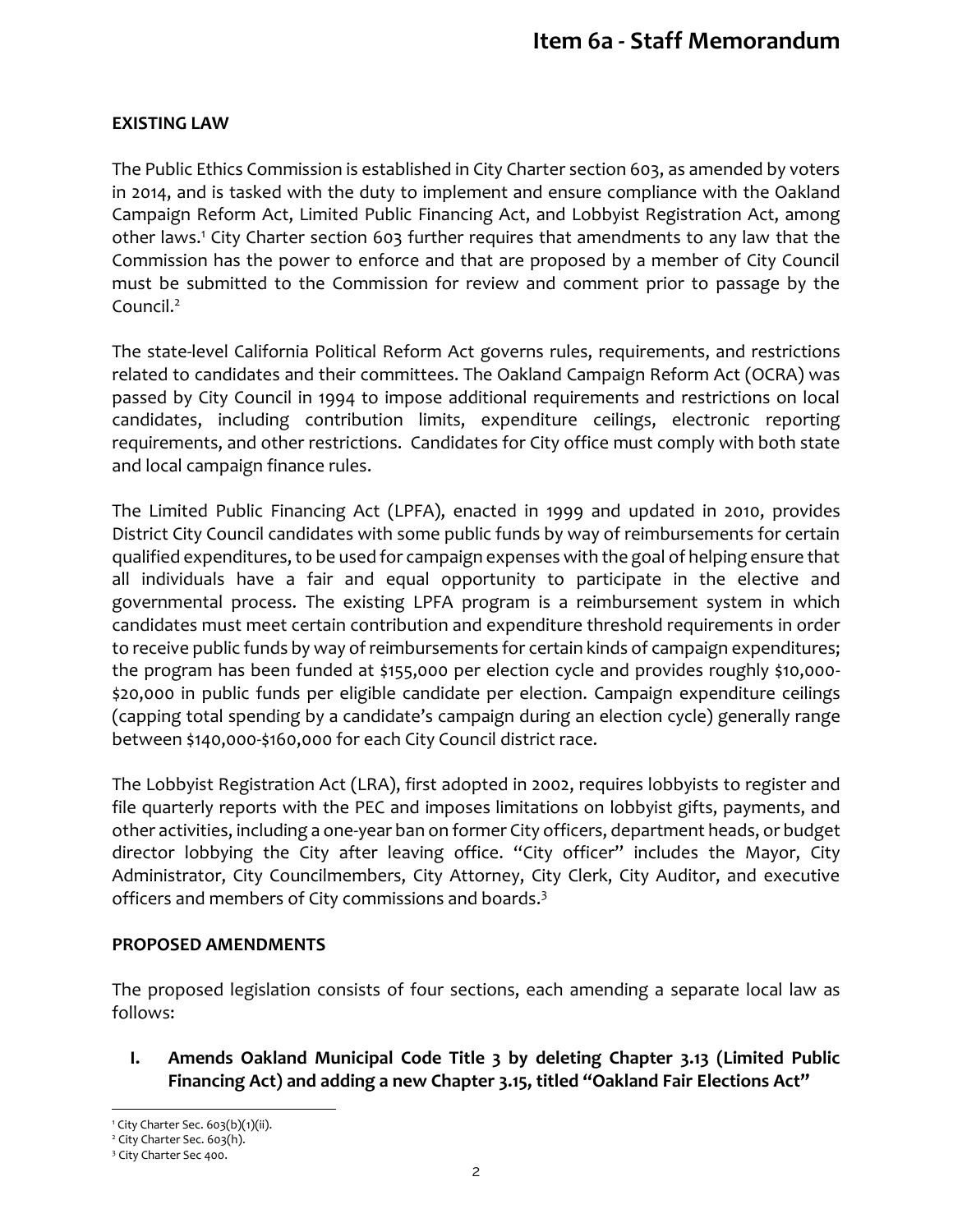## EXISTING LAW

The Public Ethics Commission is established in City Charter section 603, as amended by voters in 2014, and is tasked with the duty to implement and ensure compliance with the Oakland Campaign Reform Act, Limited Public Financing Act, and Lobbyist Registration Act, among other laws.[1] City Charter section 603 further requires that amendments to any law that the Commission has the power to enforce and that are proposed by a member of City Council must be submitted to the Commission for review and comment prior to passage by the Council.[2]

The state-level California Political Reform Act governs rules, requirements, and restrictions related to candidates and their committees. The Oakland Campaign Reform Act (OCRA) was passed by City Council in 1994 to impose additional requirements and restrictions on local candidates, including contribution limits, expenditure ceilings, electronic reporting requirements, and other restrictions. Candidates for City office must comply with both state and local campaign finance rules.

The Limited Public Financing Act (LPFA), enacted in 1999 and updated in 2010, provides District City Council candidates with some public funds by way of reimbursements for certain qualified expenditures, to be used for campaign expenses with the goal of helping ensure that all individuals have a fair and equal opportunity to participate in the elective and governmental process. The existing LPFA program is a reimbursement system in which candidates must meet certain contribution and expenditure threshold requirements in order to receive public funds by way of reimbursements for certain kinds of campaign expenditures; the program has been funded at $155,000 per election cycle and provides roughly $10,000-$20,000 in public funds per eligible candidate per election. Campaign expenditure ceilings (capping total spending by a candidate's campaign during an election cycle) generally range between $140,000-$160,000 for each City Council district race.

The Lobbyist Registration Act (LRA), first adopted in 2002, requires lobbyists to register and file quarterly reports with the PEC and imposes limitations on lobbyist gifts, payments, and other activities, including a one-year ban on former City officers, department heads, or budget director lobbying the City after leaving office. "City officer" includes the Mayor, City Administrator, City Councilmembers, City Attorney, City Clerk, City Auditor, and executive officers and members of City commissions and boards.[3]

## PROPOSED AMENDMENTS

The proposed legislation consists of four sections, each amending a separate local law as follows:

**I. Amends Oakland Municipal Code Title 3 by deleting Chapter 3.13 (Limited Public Financing Act) and adding a new Chapter 3.15, titled "Oakland Fair Elections Act"**

---

[1] City Charter Sec. 603(b)(1)(ii).

[2] City Charter Sec. 603(h).

[3] City Charter Sec 400.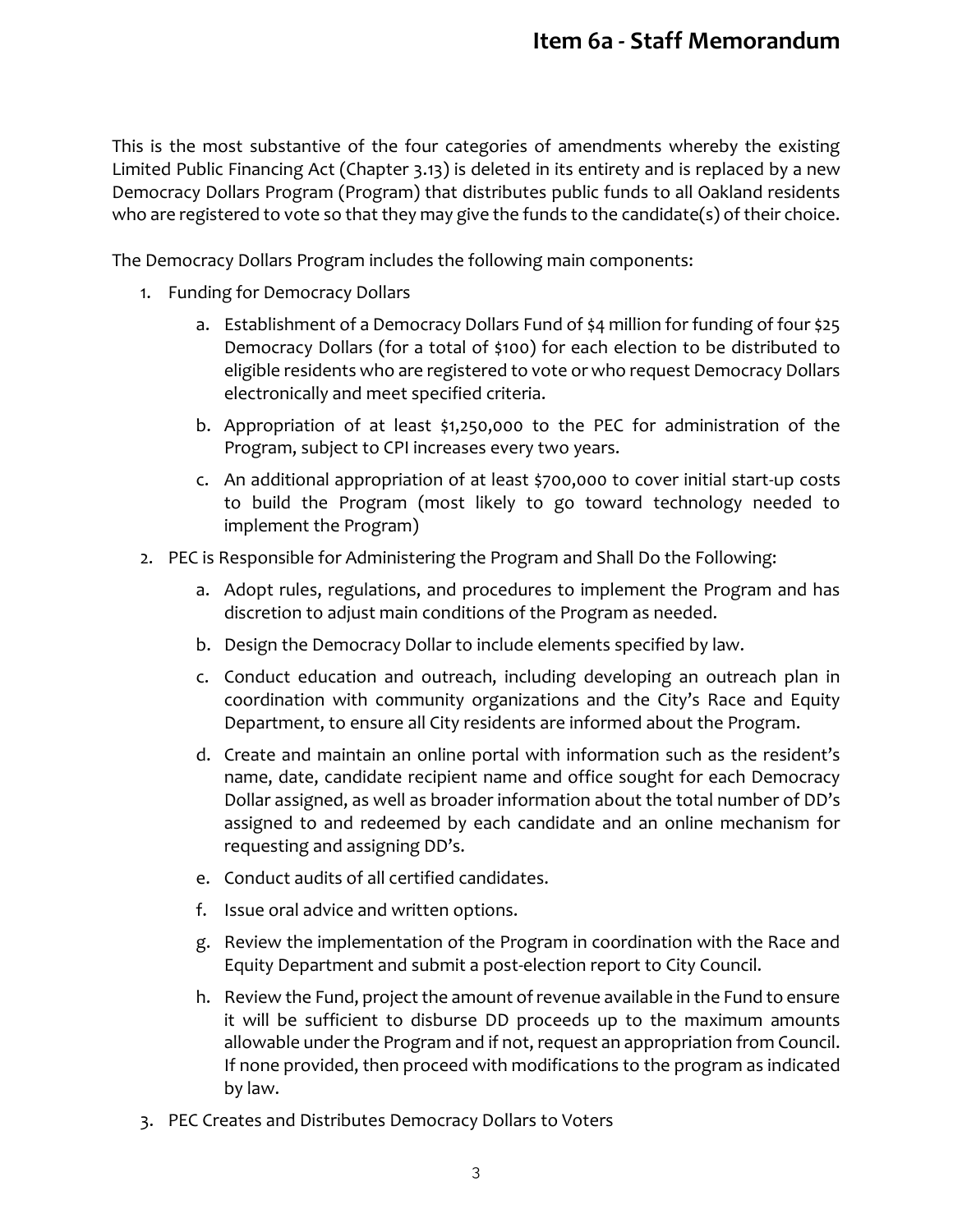This is the most substantive of the four categories of amendments whereby the existing Limited Public Financing Act (Chapter 3.13) is deleted in its entirety and is replaced by a new Democracy Dollars Program (Program) that distributes public funds to all Oakland residents who are registered to vote so that they may give the funds to the candidate(s) of their choice.

The Democracy Dollars Program includes the following main components:

1. Funding for Democracy Dollars
   a. Establishment of a Democracy Dollars Fund of $4 million for funding of four $25 Democracy Dollars (for a total of $100) for each election to be distributed to eligible residents who are registered to vote or who request Democracy Dollars electronically and meet specified criteria.
   b. Appropriation of at least $1,250,000 to the PEC for administration of the Program, subject to CPI increases every two years.
   c. An additional appropriation of at least $700,000 to cover initial start-up costs to build the Program (most likely to go toward technology needed to implement the Program)
2. PEC is Responsible for Administering the Program and Shall Do the Following:
   a. Adopt rules, regulations, and procedures to implement the Program and has discretion to adjust main conditions of the Program as needed.
   b. Design the Democracy Dollar to include elements specified by law.
   c. Conduct education and outreach, including developing an outreach plan in coordination with community organizations and the City's Race and Equity Department, to ensure all City residents are informed about the Program.
   d. Create and maintain an online portal with information such as the resident's name, date, candidate recipient name and office sought for each Democracy Dollar assigned, as well as broader information about the total number of DD's assigned to and redeemed by each candidate and an online mechanism for requesting and assigning DD's.
   e. Conduct audits of all certified candidates.
   f. Issue oral advice and written options.
   g. Review the implementation of the Program in coordination with the Race and Equity Department and submit a post-election report to City Council.
   h. Review the Fund, project the amount of revenue available in the Fund to ensure it will be sufficient to disburse DD proceeds up to the maximum amounts allowable under the Program and if not, request an appropriation from Council. If none provided, then proceed with modifications to the program as indicated by law.
3. PEC Creates and Distributes Democracy Dollars to Voters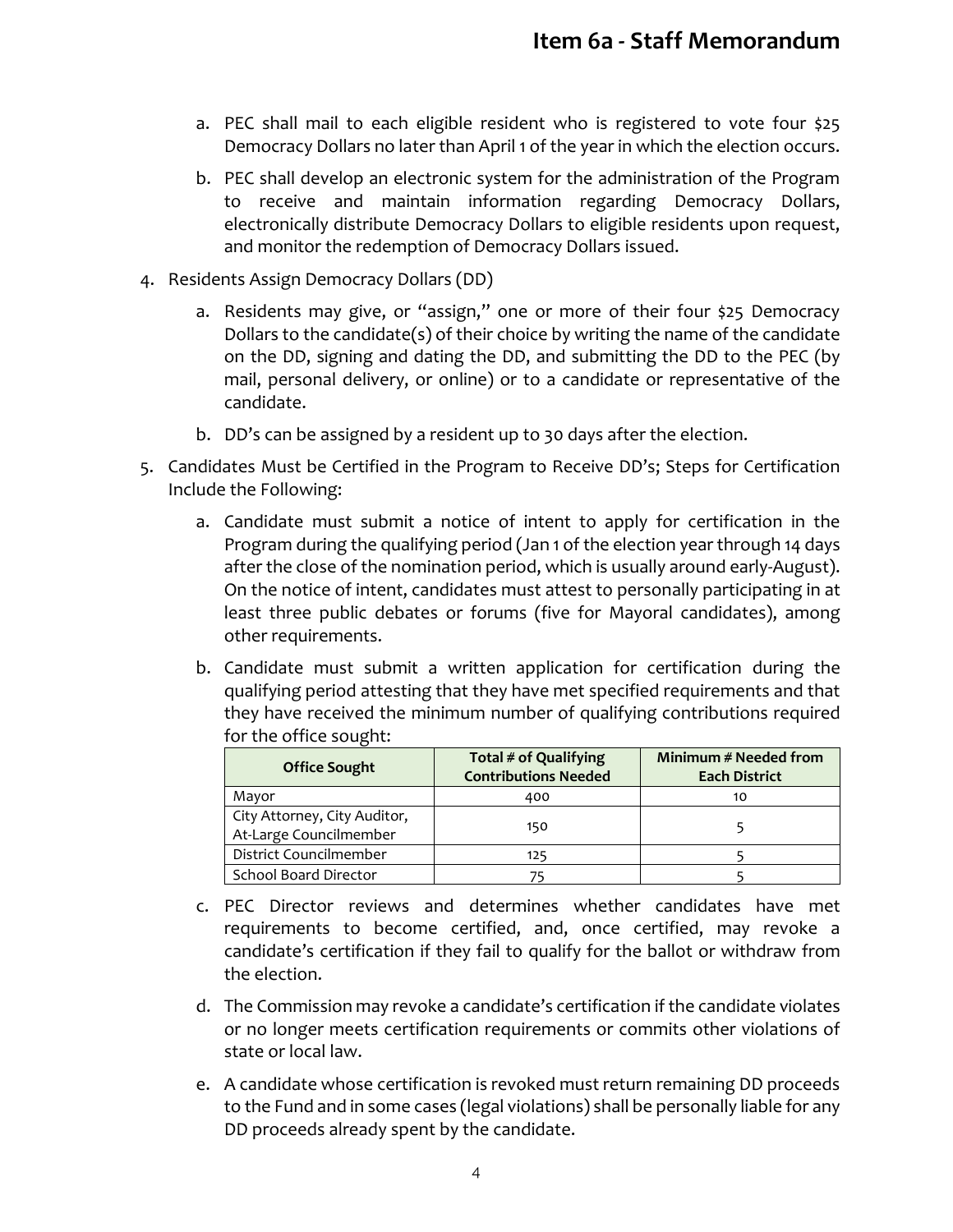a. PEC shall mail to each eligible resident who is registered to vote four $25 Democracy Dollars no later than April 1 of the year in which the election occurs.

b. PEC shall develop an electronic system for the administration of the Program to receive and maintain information regarding Democracy Dollars, electronically distribute Democracy Dollars to eligible residents upon request, and monitor the redemption of Democracy Dollars issued.

4. Residents Assign Democracy Dollars (DD)

   a. Residents may give, or "assign," one or more of their four $25 Democracy Dollars to the candidate(s) of their choice by writing the name of the candidate on the DD, signing and dating the DD, and submitting the DD to the PEC (by mail, personal delivery, or online) or to a candidate or representative of the candidate.

   b. DD's can be assigned by a resident up to 30 days after the election.

5. Candidates Must be Certified in the Program to Receive DD's; Steps for Certification Include the Following:

   a. Candidate must submit a notice of intent to apply for certification in the Program during the qualifying period (Jan 1 of the election year through 14 days after the close of the nomination period, which is usually around early-August). On the notice of intent, candidates must attest to personally participating in at least three public debates or forums (five for Mayoral candidates), among other requirements.

   b. Candidate must submit a written application for certification during the qualifying period attesting that they have met specified requirements and that they have received the minimum number of qualifying contributions required for the office sought:

| Office Sought | Total # of Qualifying Contributions Needed | Minimum # Needed from Each District |
|---|---|---|
| Mayor | 400 | 10 |
| City Attorney, City Auditor, At-Large Councilmember | 150 | 5 |
| District Councilmember | 125 | 5 |
| School Board Director | 75 | 5 |

   c. PEC Director reviews and determines whether candidates have met requirements to become certified, and, once certified, may revoke a candidate's certification if they fail to qualify for the ballot or withdraw from the election.

   d. The Commission may revoke a candidate's certification if the candidate violates or no longer meets certification requirements or commits other violations of state or local law.

   e. A candidate whose certification is revoked must return remaining DD proceeds to the Fund and in some cases (legal violations) shall be personally liable for any DD proceeds already spent by the candidate.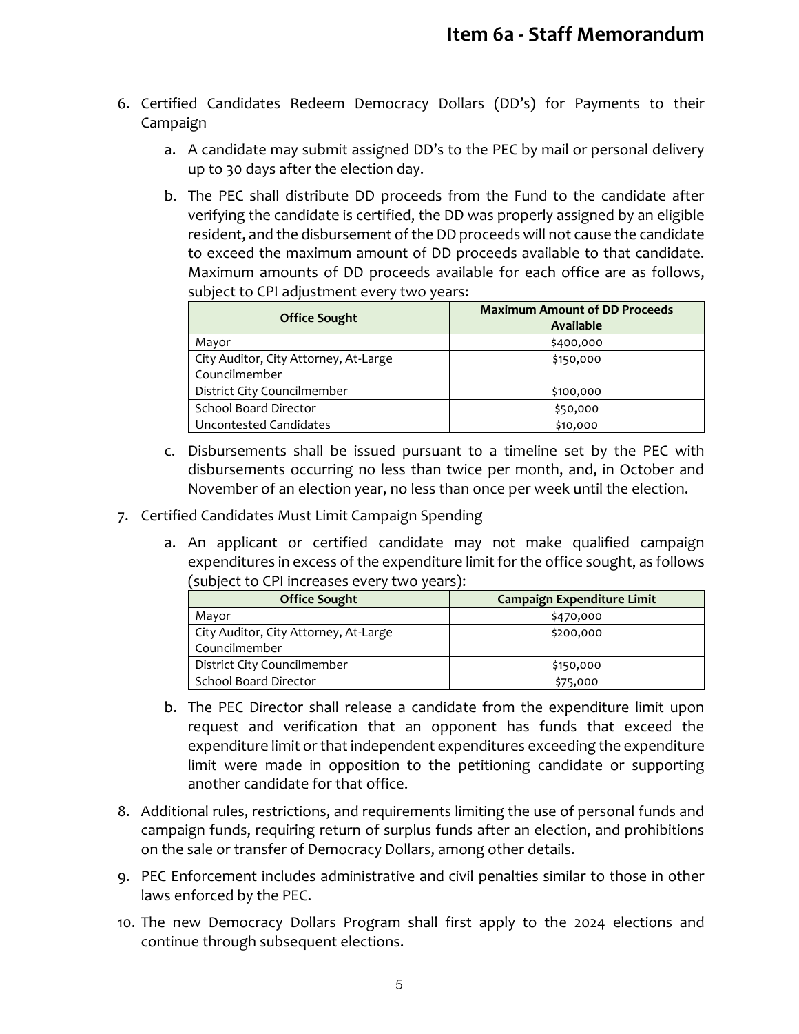6. Certified Candidates Redeem Democracy Dollars (DD's) for Payments to their Campaign

   a. A candidate may submit assigned DD's to the PEC by mail or personal delivery up to 30 days after the election day.

   b. The PEC shall distribute DD proceeds from the Fund to the candidate after verifying the candidate is certified, the DD was properly assigned by an eligible resident, and the disbursement of the DD proceeds will not cause the candidate to exceed the maximum amount of DD proceeds available to that candidate. Maximum amounts of DD proceeds available for each office are as follows, subject to CPI adjustment every two years:

   | Office Sought | Maximum Amount of DD Proceeds Available |
   |---|---|
   | Mayor | $400,000 |
   | City Auditor, City Attorney, At-Large Councilmember | $150,000 |
   | District City Councilmember | $100,000 |
   | School Board Director | $50,000 |
   | Uncontested Candidates | $10,000 |

   c. Disbursements shall be issued pursuant to a timeline set by the PEC with disbursements occurring no less than twice per month, and, in October and November of an election year, no less than once per week until the election.

7. Certified Candidates Must Limit Campaign Spending

   a. An applicant or certified candidate may not make qualified campaign expenditures in excess of the expenditure limit for the office sought, as follows (subject to CPI increases every two years):

   | Office Sought | Campaign Expenditure Limit |
   |---|---|
   | Mayor | $470,000 |
   | City Auditor, City Attorney, At-Large Councilmember | $200,000 |
   | District City Councilmember | $150,000 |
   | School Board Director | $75,000 |

   b. The PEC Director shall release a candidate from the expenditure limit upon request and verification that an opponent has funds that exceed the expenditure limit or that independent expenditures exceeding the expenditure limit were made in opposition to the petitioning candidate or supporting another candidate for that office.

8. Additional rules, restrictions, and requirements limiting the use of personal funds and campaign funds, requiring return of surplus funds after an election, and prohibitions on the sale or transfer of Democracy Dollars, among other details.

9. PEC Enforcement includes administrative and civil penalties similar to those in other laws enforced by the PEC.

10. The new Democracy Dollars Program shall first apply to the 2024 elections and continue through subsequent elections.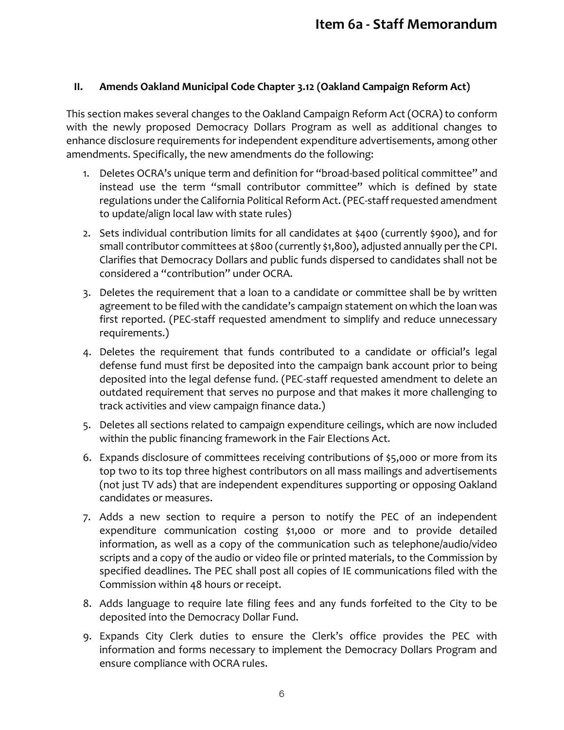### II. Amends Oakland Municipal Code Chapter 3.12 (Oakland Campaign Reform Act)

This section makes several changes to the Oakland Campaign Reform Act (OCRA) to conform with the newly proposed Democracy Dollars Program as well as additional changes to enhance disclosure requirements for independent expenditure advertisements, among other amendments. Specifically, the new amendments do the following:

1. Deletes OCRA's unique term and definition for "broad-based political committee" and instead use the term "small contributor committee" which is defined by state regulations under the California Political Reform Act. (PEC-staff requested amendment to update/align local law with state rules)
2. Sets individual contribution limits for all candidates at $400 (currently $900), and for small contributor committees at $800 (currently $1,800), adjusted annually per the CPI. Clarifies that Democracy Dollars and public funds dispersed to candidates shall not be considered a "contribution" under OCRA.
3. Deletes the requirement that a loan to a candidate or committee shall be by written agreement to be filed with the candidate's campaign statement on which the loan was first reported. (PEC-staff requested amendment to simplify and reduce unnecessary requirements.)
4. Deletes the requirement that funds contributed to a candidate or official's legal defense fund must first be deposited into the campaign bank account prior to being deposited into the legal defense fund. (PEC-staff requested amendment to delete an outdated requirement that serves no purpose and that makes it more challenging to track activities and view campaign finance data.)
5. Deletes all sections related to campaign expenditure ceilings, which are now included within the public financing framework in the Fair Elections Act.
6. Expands disclosure of committees receiving contributions of $5,000 or more from its top two to its top three highest contributors on all mass mailings and advertisements (not just TV ads) that are independent expenditures supporting or opposing Oakland candidates or measures.
7. Adds a new section to require a person to notify the PEC of an independent expenditure communication costing $1,000 or more and to provide detailed information, as well as a copy of the communication such as telephone/audio/video scripts and a copy of the audio or video file or printed materials, to the Commission by specified deadlines. The PEC shall post all copies of IE communications filed with the Commission within 48 hours or receipt.
8. Adds language to require late filing fees and any funds forfeited to the City to be deposited into the Democracy Dollar Fund.
9. Expands City Clerk duties to ensure the Clerk's office provides the PEC with information and forms necessary to implement the Democracy Dollars Program and ensure compliance with OCRA rules.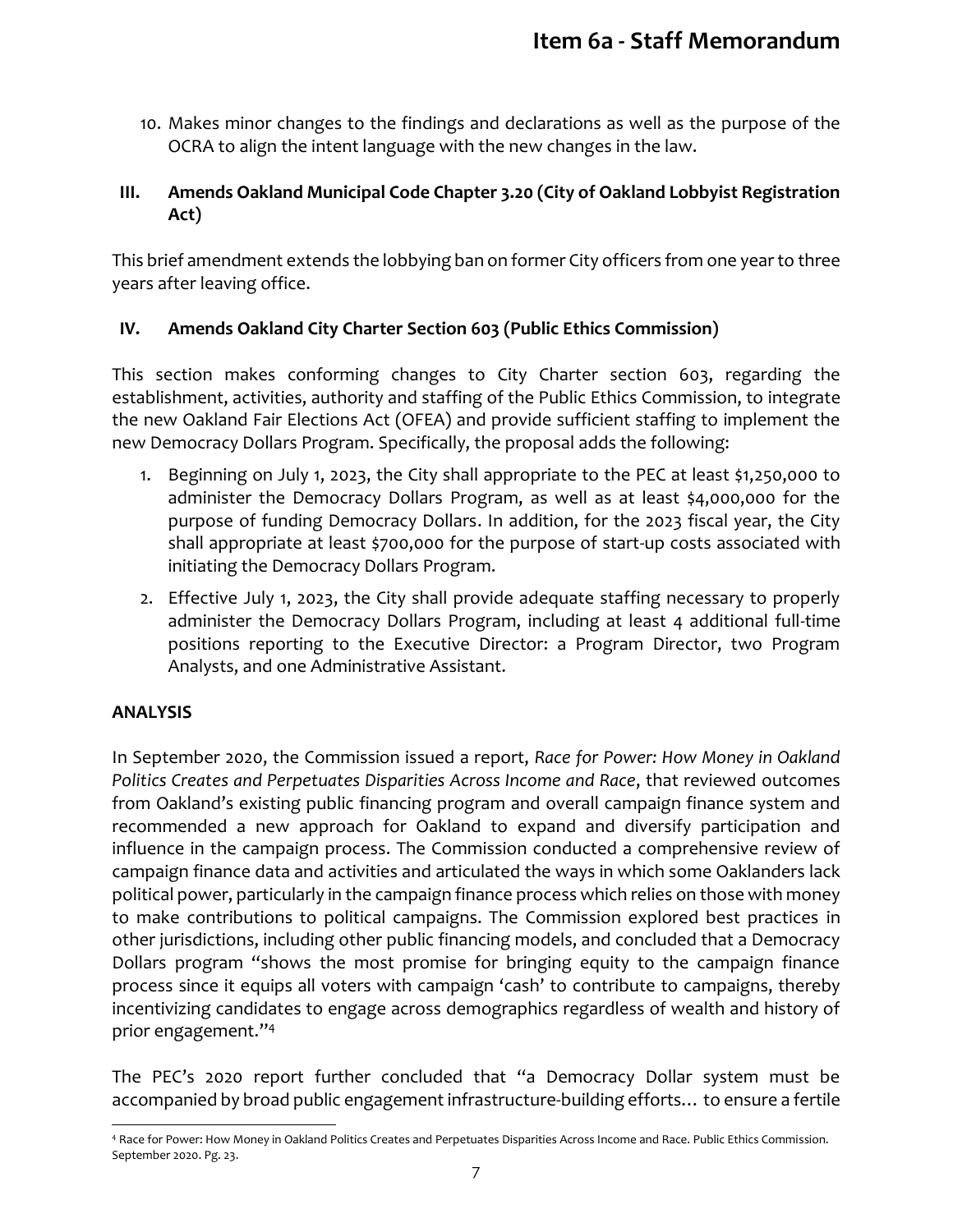10. Makes minor changes to the findings and declarations as well as the purpose of the OCRA to align the intent language with the new changes in the law.

### III. Amends Oakland Municipal Code Chapter 3.20 (City of Oakland Lobbyist Registration Act)

This brief amendment extends the lobbying ban on former City officers from one year to three years after leaving office.

### IV. Amends Oakland City Charter Section 603 (Public Ethics Commission)

This section makes conforming changes to City Charter section 603, regarding the establishment, activities, authority and staffing of the Public Ethics Commission, to integrate the new Oakland Fair Elections Act (OFEA) and provide sufficient staffing to implement the new Democracy Dollars Program. Specifically, the proposal adds the following:

1. Beginning on July 1, 2023, the City shall appropriate to the PEC at least $1,250,000 to administer the Democracy Dollars Program, as well as at least $4,000,000 for the purpose of funding Democracy Dollars. In addition, for the 2023 fiscal year, the City shall appropriate at least $700,000 for the purpose of start-up costs associated with initiating the Democracy Dollars Program.
2. Effective July 1, 2023, the City shall provide adequate staffing necessary to properly administer the Democracy Dollars Program, including at least 4 additional full-time positions reporting to the Executive Director: a Program Director, two Program Analysts, and one Administrative Assistant.

## ANALYSIS

In September 2020, the Commission issued a report, *Race for Power: How Money in Oakland Politics Creates and Perpetuates Disparities Across Income and Race*, that reviewed outcomes from Oakland's existing public financing program and overall campaign finance system and recommended a new approach for Oakland to expand and diversify participation and influence in the campaign process. The Commission conducted a comprehensive review of campaign finance data and activities and articulated the ways in which some Oaklanders lack political power, particularly in the campaign finance process which relies on those with money to make contributions to political campaigns. The Commission explored best practices in other jurisdictions, including other public financing models, and concluded that a Democracy Dollars program "shows the most promise for bringing equity to the campaign finance process since it equips all voters with campaign 'cash' to contribute to campaigns, thereby incentivizing candidates to engage across demographics regardless of wealth and history of prior engagement."[4]

The PEC's 2020 report further concluded that "a Democracy Dollar system must be accompanied by broad public engagement infrastructure-building efforts… to ensure a fertile

[4] Race for Power: How Money in Oakland Politics Creates and Perpetuates Disparities Across Income and Race. Public Ethics Commission. September 2020. Pg. 23.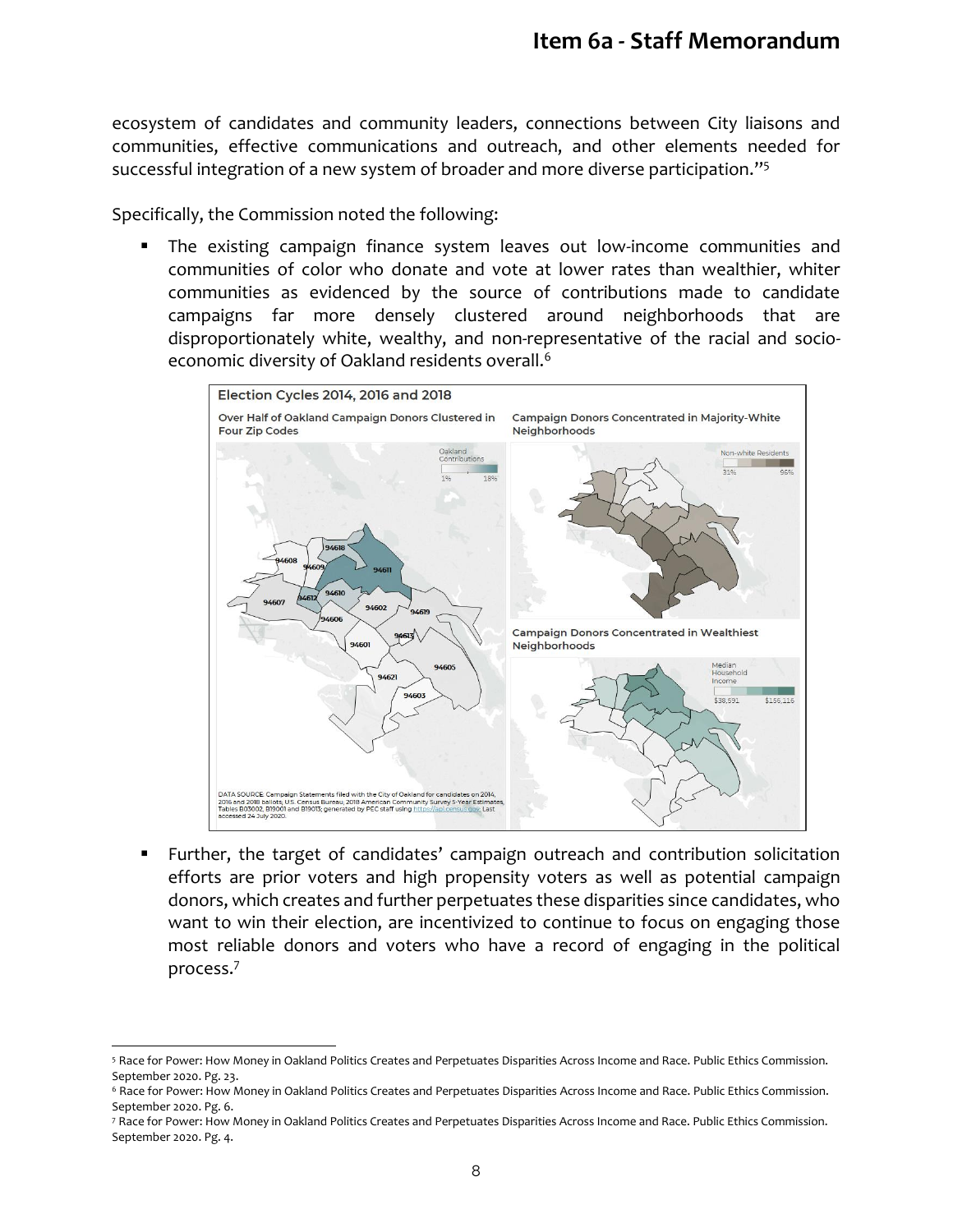ecosystem of candidates and community leaders, connections between City liaisons and communities, effective communications and outreach, and other elements needed for successful integration of a new system of broader and more diverse participation."[5]

Specifically, the Commission noted the following:

- The existing campaign finance system leaves out low-income communities and communities of color who donate and vote at lower rates than wealthier, whiter communities as evidenced by the source of contributions made to candidate campaigns far more densely clustered around neighborhoods that are disproportionately white, wealthy, and non-representative of the racial and socio-economic diversity of Oakland residents overall.[6]

Election Cycles 2014, 2016 and 2018

Over Half of Oakland Campaign Donors Clustered in Four Zip Codes

Campaign Donors Concentrated in Majority-White Neighborhoods

Campaign Donors Concentrated in Wealthiest Neighborhoods

DATA SOURCE: Campaign Statements filed with the City of Oakland for candidates on 2014, 2016 and 2018 ballots; U.S. Census Bureau, 2018 American Community Survey 5-Year Estimates, Tables B03002, B19001 and B19013; generated by PEC staff using https://api.census.gov. Last accessed 24 July 2020.

- Further, the target of candidates' campaign outreach and contribution solicitation efforts are prior voters and high propensity voters as well as potential campaign donors, which creates and further perpetuates these disparities since candidates, who want to win their election, are incentivized to continue to focus on engaging those most reliable donors and voters who have a record of engaging in the political process.[7]

---

[5] Race for Power: How Money in Oakland Politics Creates and Perpetuates Disparities Across Income and Race. Public Ethics Commission. September 2020. Pg. 23.

[6] Race for Power: How Money in Oakland Politics Creates and Perpetuates Disparities Across Income and Race. Public Ethics Commission. September 2020. Pg. 6.

[7] Race for Power: How Money in Oakland Politics Creates and Perpetuates Disparities Across Income and Race. Public Ethics Commission. September 2020. Pg. 4.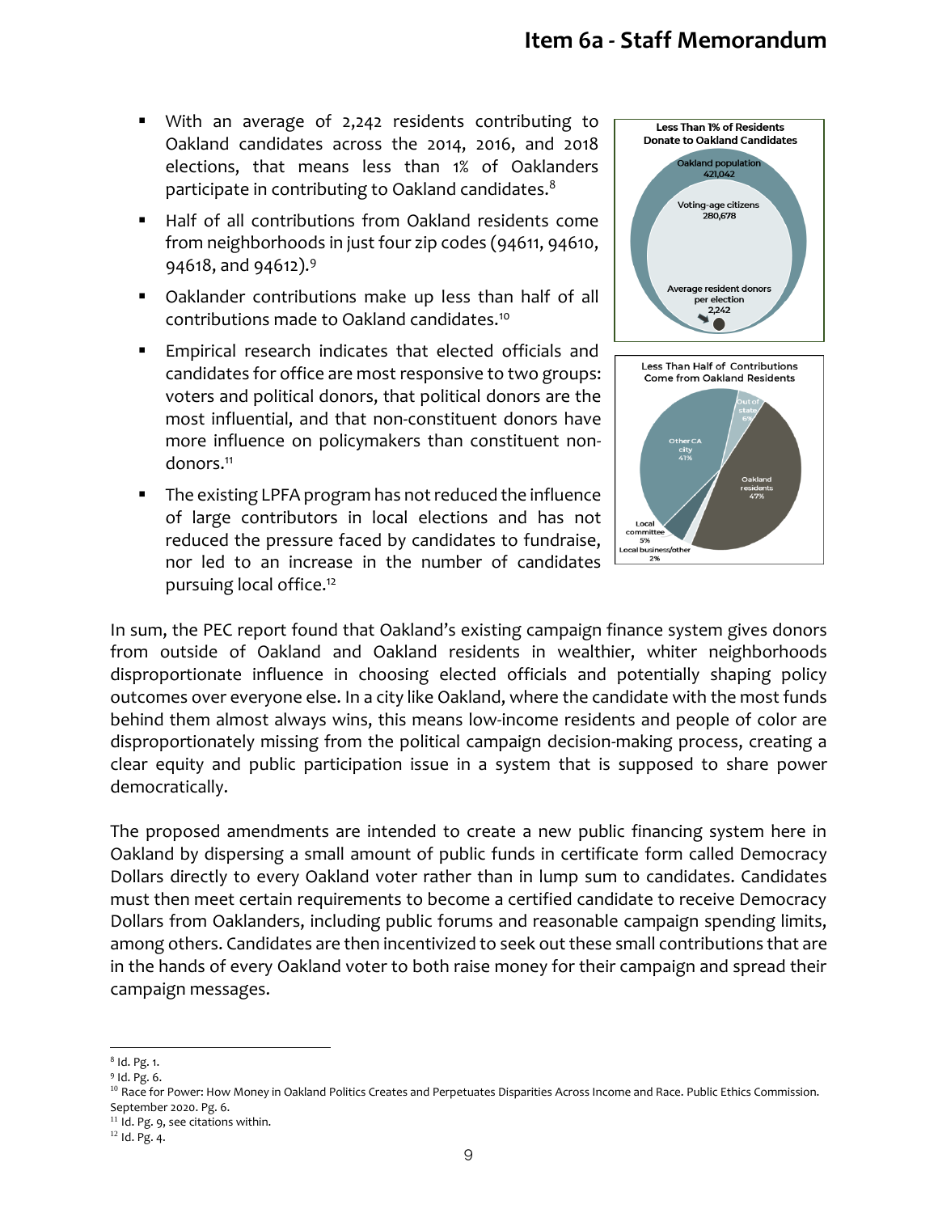- With an average of 2,242 residents contributing to Oakland candidates across the 2014, 2016, and 2018 elections, that means less than 1% of Oaklanders participate in contributing to Oakland candidates.[8]
- Half of all contributions from Oakland residents come from neighborhoods in just four zip codes (94611, 94610, 94618, and 94612).[9]
- Oaklander contributions make up less than half of all contributions made to Oakland candidates.[10]
- Empirical research indicates that elected officials and candidates for office are most responsive to two groups: voters and political donors, that political donors are the most influential, and that non-constituent donors have more influence on policymakers than constituent non-donors.[11]
- The existing LPFA program has not reduced the influence of large contributors in local elections and has not reduced the pressure faced by candidates to fundraise, nor led to an increase in the number of candidates pursuing local office.[12]

**Less Than 1% of Residents Donate to Oakland Candidates**

Oakland population 421,042

Voting-age citizens 280,678

Average resident donors per election 2,242

**Less Than Half of Contributions Come from Oakland Residents**

Oakland residents 47%

Other CA city 41%

Out of state 6%

Local committee 5%

Local business/other 2%

In sum, the PEC report found that Oakland's existing campaign finance system gives donors from outside of Oakland and Oakland residents in wealthier, whiter neighborhoods disproportionate influence in choosing elected officials and potentially shaping policy outcomes over everyone else. In a city like Oakland, where the candidate with the most funds behind them almost always wins, this means low-income residents and people of color are disproportionately missing from the political campaign decision-making process, creating a clear equity and public participation issue in a system that is supposed to share power democratically.

The proposed amendments are intended to create a new public financing system here in Oakland by dispersing a small amount of public funds in certificate form called Democracy Dollars directly to every Oakland voter rather than in lump sum to candidates. Candidates must then meet certain requirements to become a certified candidate to receive Democracy Dollars from Oaklanders, including public forums and reasonable campaign spending limits, among others. Candidates are then incentivized to seek out these small contributions that are in the hands of every Oakland voter to both raise money for their campaign and spread their campaign messages.

---

[8] Id. Pg. 1.

[9] Id. Pg. 6.

[10] Race for Power: How Money in Oakland Politics Creates and Perpetuates Disparities Across Income and Race. Public Ethics Commission. September 2020. Pg. 6.

[11] Id. Pg. 9, see citations within.

[12] Id. Pg. 4.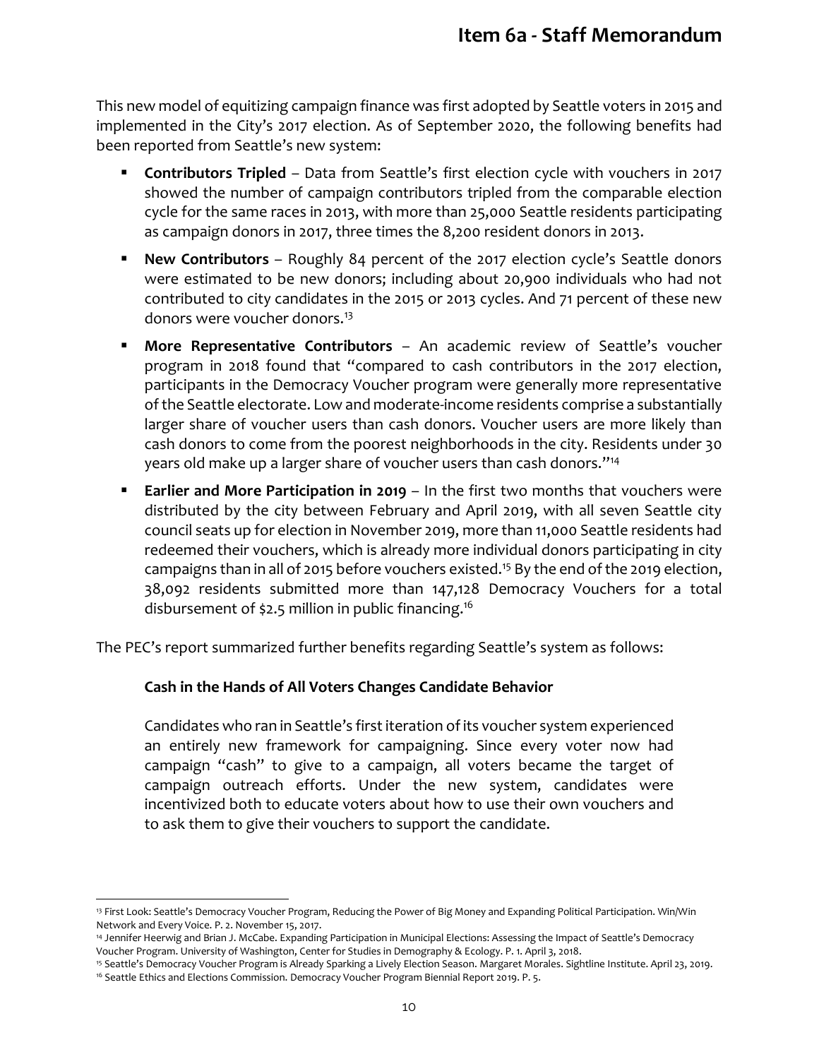This new model of equitizing campaign finance was first adopted by Seattle voters in 2015 and implemented in the City's 2017 election. As of September 2020, the following benefits had been reported from Seattle's new system:

- **Contributors Tripled** – Data from Seattle's first election cycle with vouchers in 2017 showed the number of campaign contributors tripled from the comparable election cycle for the same races in 2013, with more than 25,000 Seattle residents participating as campaign donors in 2017, three times the 8,200 resident donors in 2013.
- **New Contributors** – Roughly 84 percent of the 2017 election cycle's Seattle donors were estimated to be new donors; including about 20,900 individuals who had not contributed to city candidates in the 2015 or 2013 cycles. And 71 percent of these new donors were voucher donors.[13]
- **More Representative Contributors** – An academic review of Seattle's voucher program in 2018 found that "compared to cash contributors in the 2017 election, participants in the Democracy Voucher program were generally more representative of the Seattle electorate. Low and moderate-income residents comprise a substantially larger share of voucher users than cash donors. Voucher users are more likely than cash donors to come from the poorest neighborhoods in the city. Residents under 30 years old make up a larger share of voucher users than cash donors."[14]
- **Earlier and More Participation in 2019** – In the first two months that vouchers were distributed by the city between February and April 2019, with all seven Seattle city council seats up for election in November 2019, more than 11,000 Seattle residents had redeemed their vouchers, which is already more individual donors participating in city campaigns than in all of 2015 before vouchers existed.[15] By the end of the 2019 election, 38,092 residents submitted more than 147,128 Democracy Vouchers for a total disbursement of $2.5 million in public financing.[16]

The PEC's report summarized further benefits regarding Seattle's system as follows:

> **Cash in the Hands of All Voters Changes Candidate Behavior**
>
> Candidates who ran in Seattle's first iteration of its voucher system experienced an entirely new framework for campaigning. Since every voter now had campaign "cash" to give to a campaign, all voters became the target of campaign outreach efforts. Under the new system, candidates were incentivized both to educate voters about how to use their own vouchers and to ask them to give their vouchers to support the candidate.

---

[13] First Look: Seattle's Democracy Voucher Program, Reducing the Power of Big Money and Expanding Political Participation. Win/Win Network and Every Voice. P. 2. November 15, 2017.

[14] Jennifer Heerwig and Brian J. McCabe. Expanding Participation in Municipal Elections: Assessing the Impact of Seattle's Democracy Voucher Program. University of Washington, Center for Studies in Demography & Ecology. P. 1. April 3, 2018.

[15] Seattle's Democracy Voucher Program is Already Sparking a Lively Election Season. Margaret Morales. Sightline Institute. April 23, 2019.

[16] Seattle Ethics and Elections Commission. Democracy Voucher Program Biennial Report 2019. P. 5.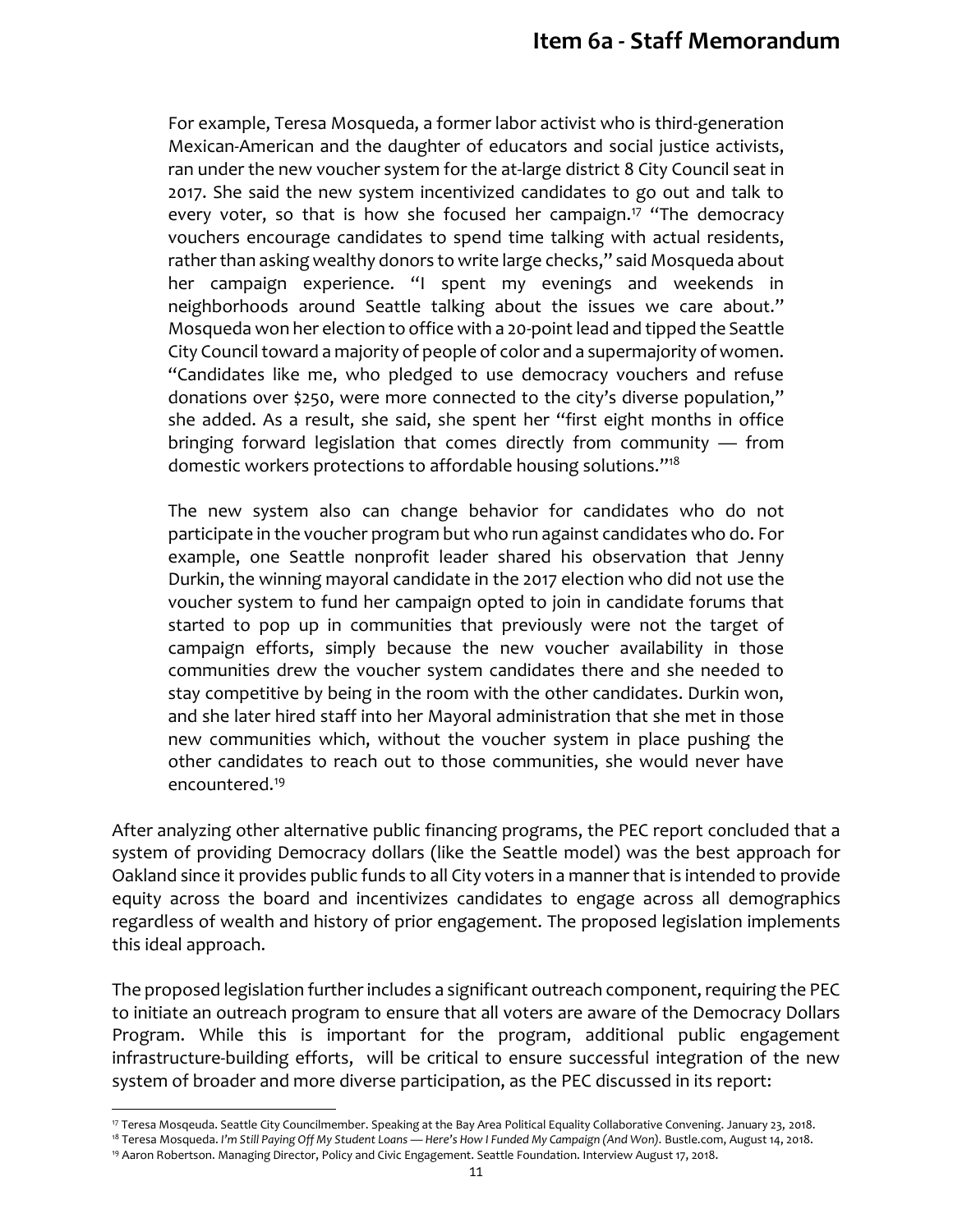For example, Teresa Mosqueda, a former labor activist who is third-generation Mexican-American and the daughter of educators and social justice activists, ran under the new voucher system for the at-large district 8 City Council seat in 2017. She said the new system incentivized candidates to go out and talk to every voter, so that is how she focused her campaign.[17] "The democracy vouchers encourage candidates to spend time talking with actual residents, rather than asking wealthy donors to write large checks," said Mosqueda about her campaign experience. "I spent my evenings and weekends in neighborhoods around Seattle talking about the issues we care about." Mosqueda won her election to office with a 20-point lead and tipped the Seattle City Council toward a majority of people of color and a supermajority of women. "Candidates like me, who pledged to use democracy vouchers and refuse donations over $250, were more connected to the city's diverse population," she added. As a result, she said, she spent her "first eight months in office bringing forward legislation that comes directly from community — from domestic workers protections to affordable housing solutions."[18]

The new system also can change behavior for candidates who do not participate in the voucher program but who run against candidates who do. For example, one Seattle nonprofit leader shared his observation that Jenny Durkin, the winning mayoral candidate in the 2017 election who did not use the voucher system to fund her campaign opted to join in candidate forums that started to pop up in communities that previously were not the target of campaign efforts, simply because the new voucher availability in those communities drew the voucher system candidates there and she needed to stay competitive by being in the room with the other candidates. Durkin won, and she later hired staff into her Mayoral administration that she met in those new communities which, without the voucher system in place pushing the other candidates to reach out to those communities, she would never have encountered.[19]

After analyzing other alternative public financing programs, the PEC report concluded that a system of providing Democracy dollars (like the Seattle model) was the best approach for Oakland since it provides public funds to all City voters in a manner that is intended to provide equity across the board and incentivizes candidates to engage across all demographics regardless of wealth and history of prior engagement. The proposed legislation implements this ideal approach.

The proposed legislation further includes a significant outreach component, requiring the PEC to initiate an outreach program to ensure that all voters are aware of the Democracy Dollars Program. While this is important for the program, additional public engagement infrastructure-building efforts, will be critical to ensure successful integration of the new system of broader and more diverse participation, as the PEC discussed in its report:

---

[17] Teresa Mosqeuda. Seattle City Councilmember. Speaking at the Bay Area Political Equality Collaborative Convening. January 23, 2018.

[18] Teresa Mosqueda. *I'm Still Paying Off My Student Loans — Here's How I Funded My Campaign (And Won).* Bustle.com, August 14, 2018.

[19] Aaron Robertson. Managing Director, Policy and Civic Engagement. Seattle Foundation. Interview August 17, 2018.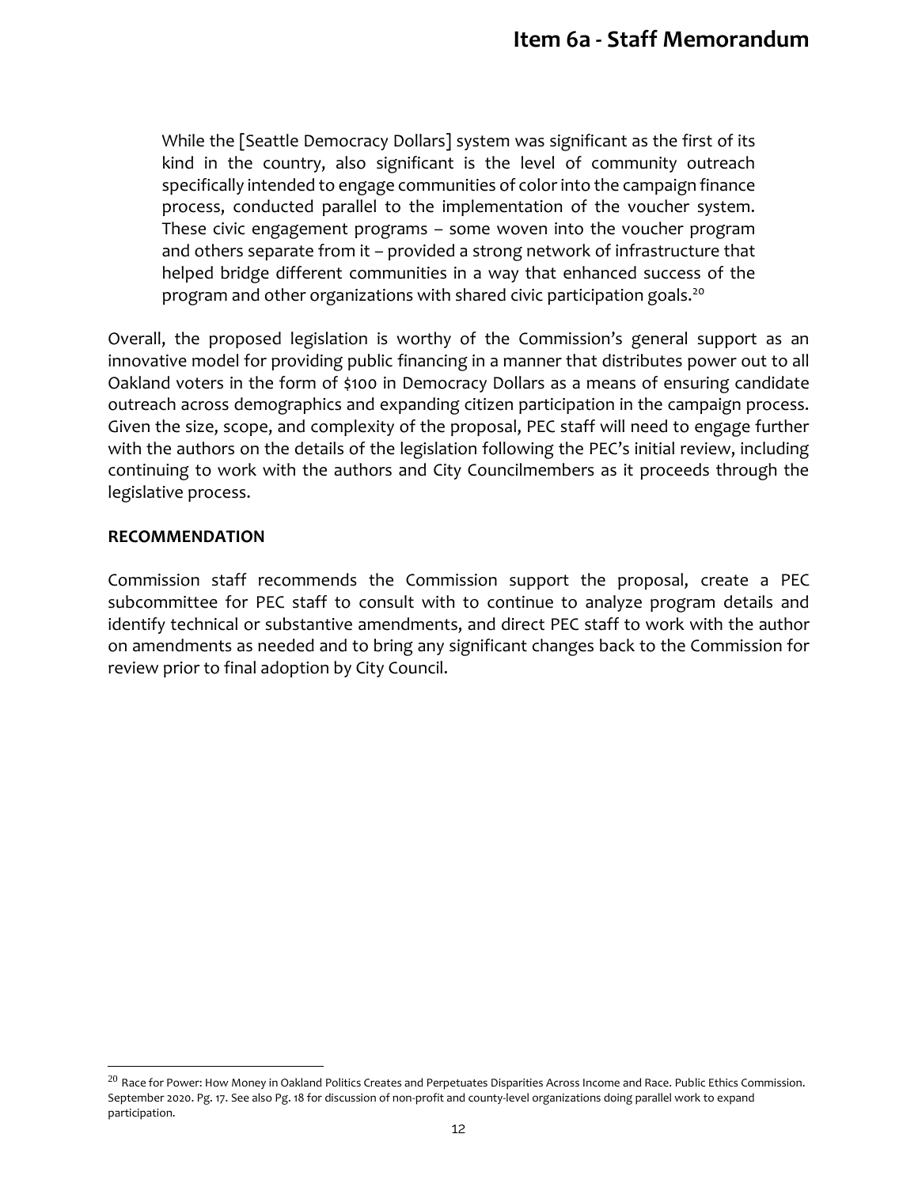> While the [Seattle Democracy Dollars] system was significant as the first of its kind in the country, also significant is the level of community outreach specifically intended to engage communities of color into the campaign finance process, conducted parallel to the implementation of the voucher system. These civic engagement programs – some woven into the voucher program and others separate from it – provided a strong network of infrastructure that helped bridge different communities in a way that enhanced success of the program and other organizations with shared civic participation goals.[20]

Overall, the proposed legislation is worthy of the Commission's general support as an innovative model for providing public financing in a manner that distributes power out to all Oakland voters in the form of $100 in Democracy Dollars as a means of ensuring candidate outreach across demographics and expanding citizen participation in the campaign process. Given the size, scope, and complexity of the proposal, PEC staff will need to engage further with the authors on the details of the legislation following the PEC's initial review, including continuing to work with the authors and City Councilmembers as it proceeds through the legislative process.

**RECOMMENDATION**

Commission staff recommends the Commission support the proposal, create a PEC subcommittee for PEC staff to consult with to continue to analyze program details and identify technical or substantive amendments, and direct PEC staff to work with the author on amendments as needed and to bring any significant changes back to the Commission for review prior to final adoption by City Council.

---

[20] Race for Power: How Money in Oakland Politics Creates and Perpetuates Disparities Across Income and Race. Public Ethics Commission. September 2020. Pg. 17. See also Pg. 18 for discussion of non-profit and county-level organizations doing parallel work to expand participation.